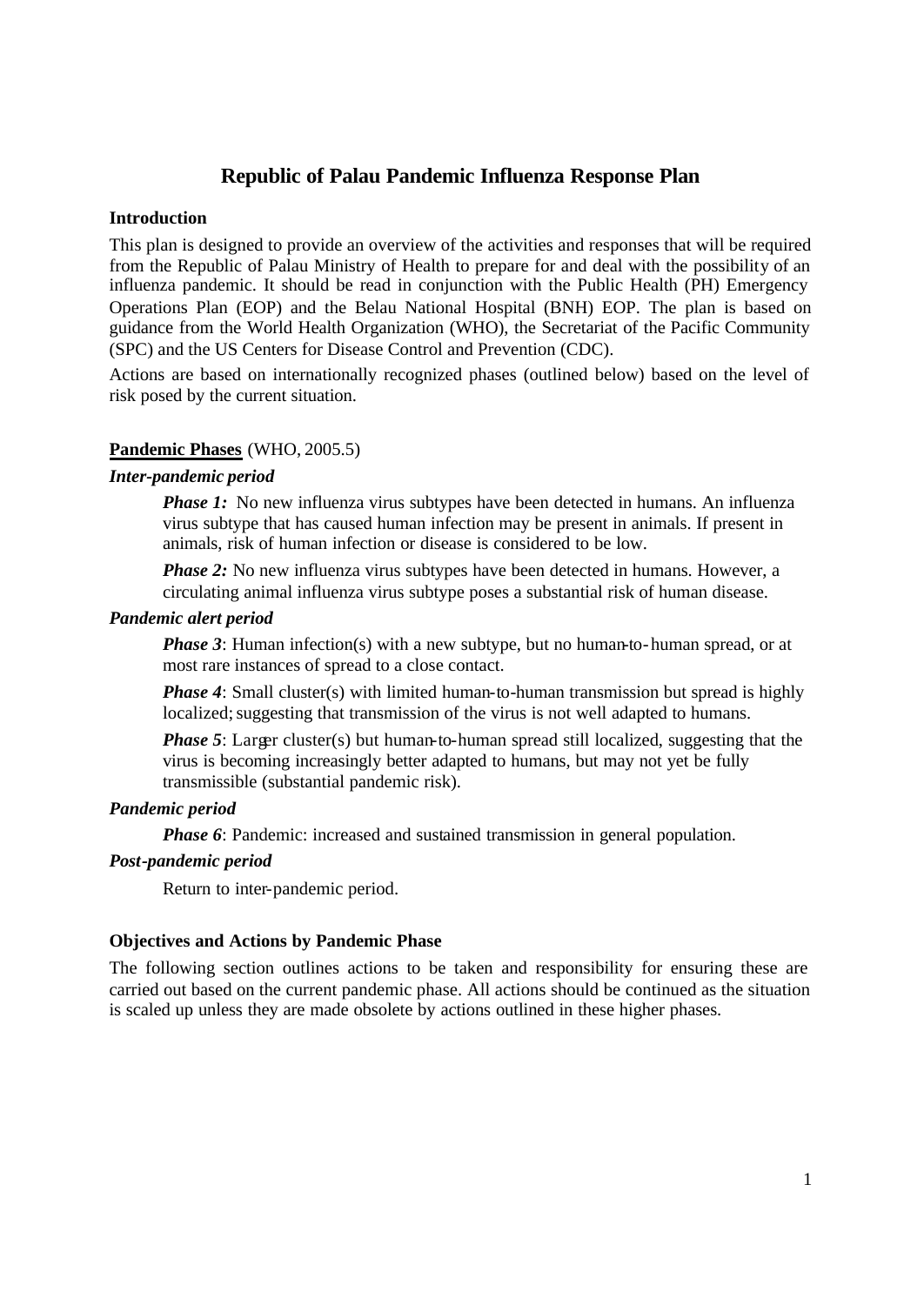# Republic of Palau Pandemic Influenza Response Plan

### Introduction

This plan is designed to provide an overview of the activities and responses that will be required from the Republic of Palau Ministry of Health to prepare for and deal with the possibility of an influenza pandemic. It should be read in conjunction with the Public Health (PH) Emergency Operations Plan (EOP) and the Belau National Hospital (BNH) EOP. The plan is based on guidance from the World Health Organization (WHO), the Secretariat of the Pacific Community (SPC) and the US Centers for Disease Control and Prevention (CDC).

Actions are based on internationally recognized phases (outlined below) based on the level of risk posed by the current situation.

### **<u>Pandemic Phases</u>** (WHO, 2005.5)

***Inter-pandemic period***

> ***Phase 1:*** No new influenza virus subtypes have been detected in humans. An influenza virus subtype that has caused human infection may be present in animals. If present in animals, risk of human infection or disease is considered to be low.
>
> ***Phase 2:*** No new influenza virus subtypes have been detected in humans. However, a circulating animal influenza virus subtype poses a substantial risk of human disease.

***Pandemic alert period***

> ***Phase 3***: Human infection(s) with a new subtype, but no human-to-human spread, or at most rare instances of spread to a close contact.
>
> ***Phase 4***: Small cluster(s) with limited human-to-human transmission but spread is highly localized; suggesting that transmission of the virus is not well adapted to humans.
>
> ***Phase 5***: Larger cluster(s) but human-to-human spread still localized, suggesting that the virus is becoming increasingly better adapted to humans, but may not yet be fully transmissible (substantial pandemic risk).

***Pandemic period***

> ***Phase 6***: Pandemic: increased and sustained transmission in general population.

***Post-pandemic period***

> Return to inter-pandemic period.

### Objectives and Actions by Pandemic Phase

The following section outlines actions to be taken and responsibility for ensuring these are carried out based on the current pandemic phase. All actions should be continued as the situation is scaled up unless they are made obsolete by actions outlined in these higher phases.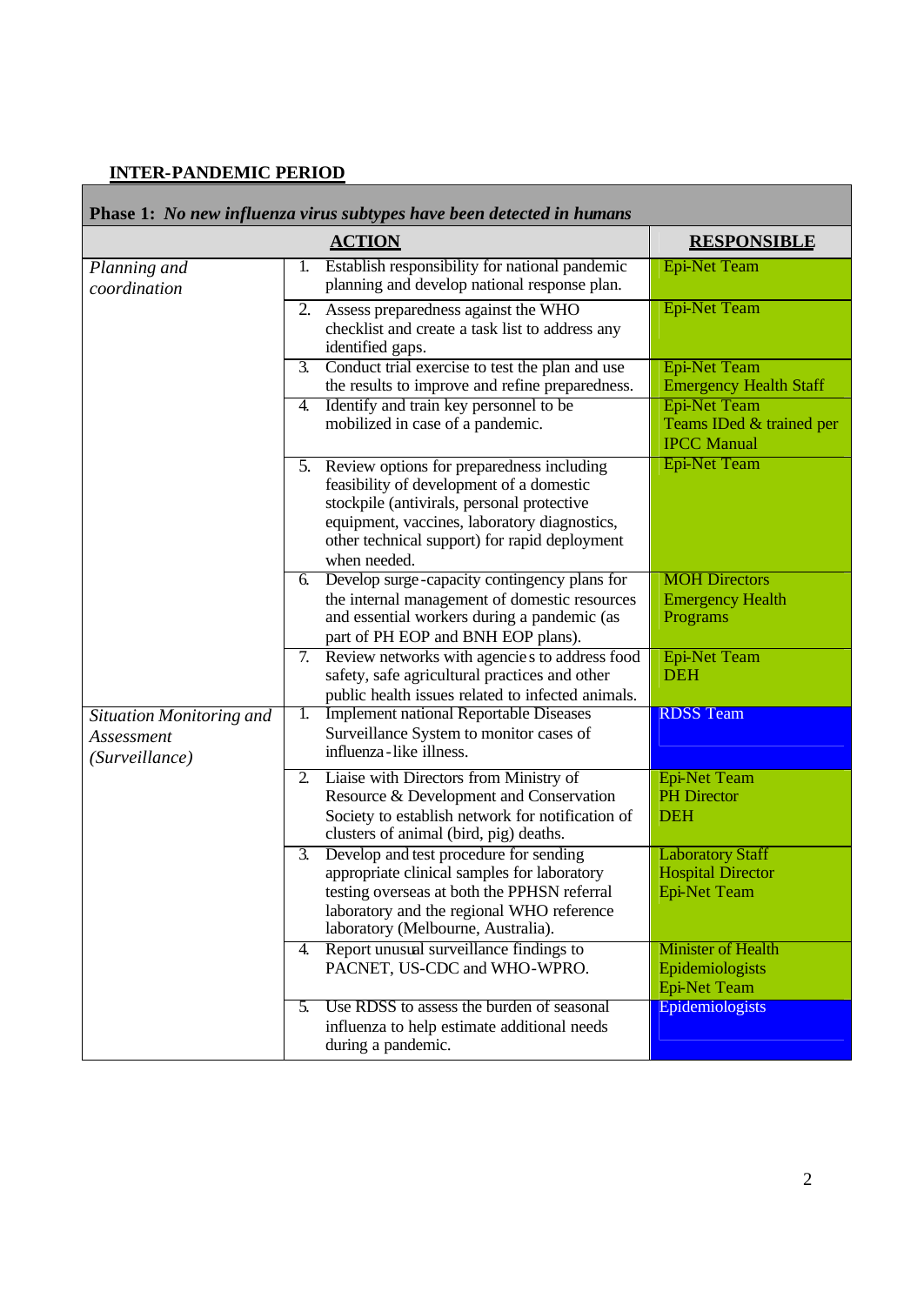**INTER-PANDEMIC PERIOD**

| **Phase 1:** *No new influenza virus subtypes have been detected in humans* | | |
|---|---|---|
| | **ACTION** | **RESPONSIBLE** |
| *Planning and coordination* | 1. Establish responsibility for national pandemic planning and develop national response plan. | Epi-Net Team |
| | 2. Assess preparedness against the WHO checklist and create a task list to address any identified gaps. | Epi-Net Team |
| | 3. Conduct trial exercise to test the plan and use the results to improve and refine preparedness. | Epi-Net Team<br>Emergency Health Staff |
| | 4. Identify and train key personnel to be mobilized in case of a pandemic. | Epi-Net Team<br>Teams IDed & trained per IPCC Manual |
| | 5. Review options for preparedness including feasibility of development of a domestic stockpile (antivirals, personal protective equipment, vaccines, laboratory diagnostics, other technical support) for rapid deployment when needed. | Epi-Net Team |
| | 6. Develop surge-capacity contingency plans for the internal management of domestic resources and essential workers during a pandemic (as part of PH EOP and BNH EOP plans). | MOH Directors<br>Emergency Health Programs |
| | 7. Review networks with agencies to address food safety, safe agricultural practices and other public health issues related to infected animals. | Epi-Net Team<br>DEH |
| *Situation Monitoring and Assessment (Surveillance)* | 1. Implement national Reportable Diseases Surveillance System to monitor cases of influenza-like illness. | RDSS Team |
| | 2. Liaise with Directors from Ministry of Resource & Development and Conservation Society to establish network for notification of clusters of animal (bird, pig) deaths. | Epi-Net Team<br>PH Director<br>DEH |
| | 3. Develop and test procedure for sending appropriate clinical samples for laboratory testing overseas at both the PPHSN referral laboratory and the regional WHO reference laboratory (Melbourne, Australia). | Laboratory Staff<br>Hospital Director<br>Epi-Net Team |
| | 4. Report unusual surveillance findings to PACNET, US-CDC and WHO-WPRO. | Minister of Health<br>Epidemiologists<br>Epi-Net Team |
| | 5. Use RDSS to assess the burden of seasonal influenza to help estimate additional needs during a pandemic. | Epidemiologists |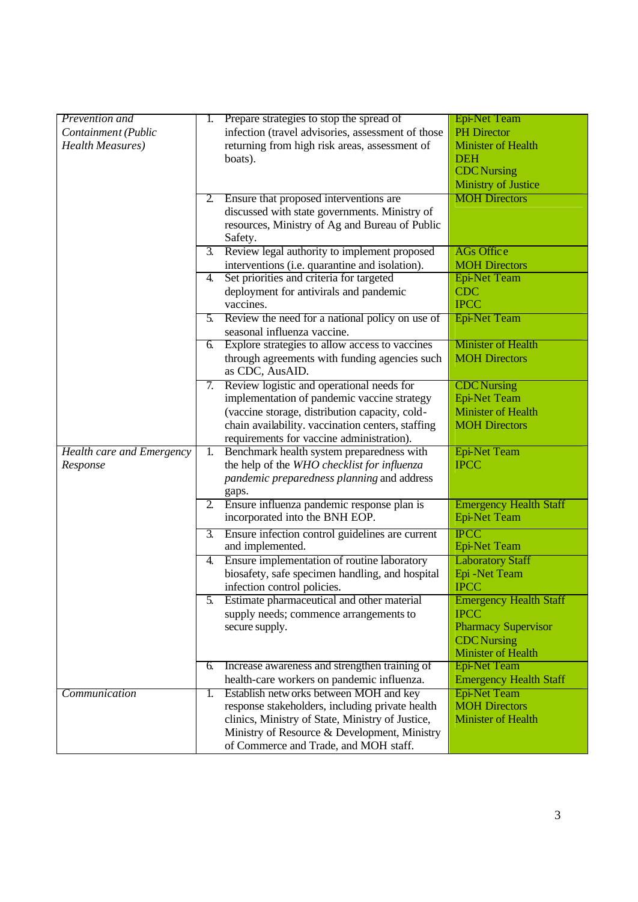| | | |
|---|---|---|
| *Prevention and Containment (Public Health Measures)* | 1. Prepare strategies to stop the spread of infection (travel advisories, assessment of those returning from high risk areas, assessment of boats). | Epi-Net Team<br>PH Director<br>Minister of Health<br>DEH<br>CDC Nursing<br>Ministry of Justice |
| | 2. Ensure that proposed interventions are discussed with state governments. Ministry of resources, Ministry of Ag and Bureau of Public Safety. | MOH Directors |
| | 3. Review legal authority to implement proposed interventions (i.e. quarantine and isolation). | AGs Office<br>MOH Directors |
| | 4. Set priorities and criteria for targeted deployment for antivirals and pandemic vaccines. | Epi-Net Team<br>CDC<br>IPCC |
| | 5. Review the need for a national policy on use of seasonal influenza vaccine. | Epi-Net Team |
| | 6. Explore strategies to allow access to vaccines through agreements with funding agencies such as CDC, AusAID. | Minister of Health<br>MOH Directors |
| | 7. Review logistic and operational needs for implementation of pandemic vaccine strategy (vaccine storage, distribution capacity, cold-chain availability. vaccination centers, staffing requirements for vaccine administration). | CDC Nursing<br>Epi-Net Team<br>Minister of Health<br>MOH Directors |
| *Health care and Emergency Response* | 1. Benchmark health system preparedness with the help of the *WHO checklist for influenza pandemic preparedness planning* and address gaps. | Epi-Net Team<br>IPCC |
| | 2. Ensure influenza pandemic response plan is incorporated into the BNH EOP. | Emergency Health Staff<br>Epi-Net Team |
| | 3. Ensure infection control guidelines are current and implemented. | IPCC<br>Epi-Net Team |
| | 4. Ensure implementation of routine laboratory biosafety, safe specimen handling, and hospital infection control policies. | Laboratory Staff<br>Epi -Net Team<br>IPCC |
| | 5. Estimate pharmaceutical and other material supply needs; commence arrangements to secure supply. | Emergency Health Staff<br>IPCC<br>Pharmacy Supervisor<br>CDC Nursing<br>Minister of Health |
| | 6. Increase awareness and strengthen training of health-care workers on pandemic influenza. | Epi-Net Team<br>Emergency Health Staff |
| *Communication* | 1. Establish networks between MOH and key response stakeholders, including private health clinics, Ministry of State, Ministry of Justice, Ministry of Resource & Development, Ministry of Commerce and Trade, and MOH staff. | Epi-Net Team<br>MOH Directors<br>Minister of Health |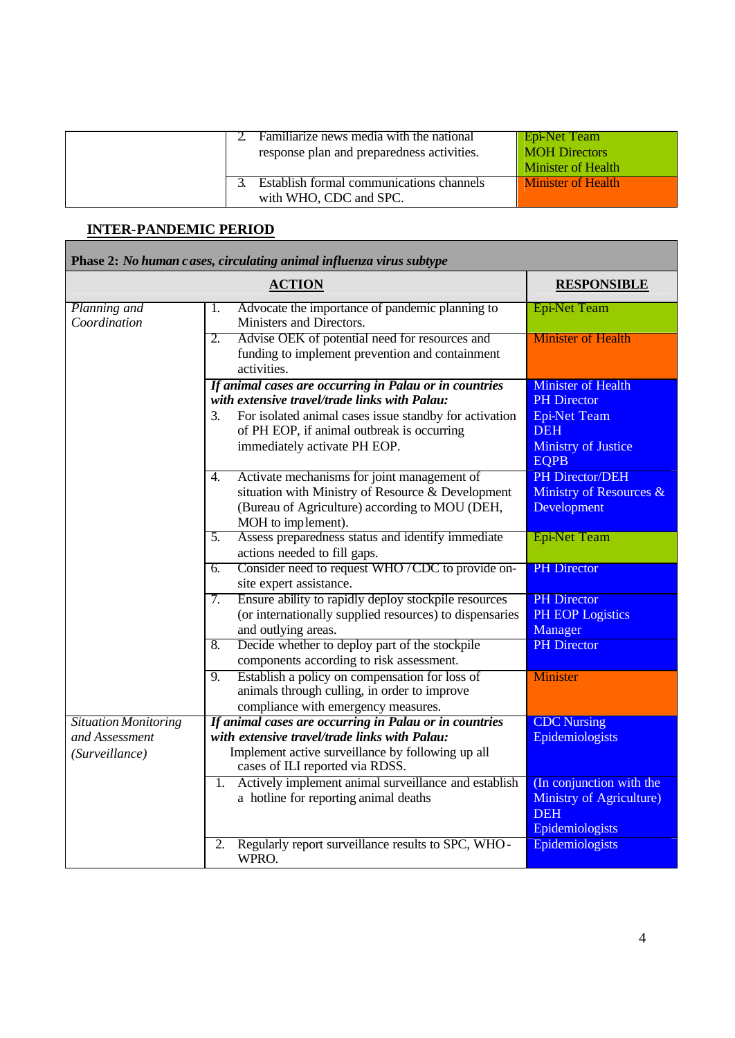| | ACTION | RESPONSIBLE |
|---|---|---|
| | 2. Familiarize news media with the national response plan and preparedness activities. | Epi-Net Team<br>MOH Directors<br>Minister of Health |
| | 3. Establish formal communications channels with WHO, CDC and SPC. | Minister of Health |

## INTER-PANDEMIC PERIOD

| **Phase 2:** ***No human cases, circulating animal influenza virus subtype*** | | |
|---|---|---|
| | **ACTION** | **RESPONSIBLE** |
| *Planning and Coordination* | 1. Advocate the importance of pandemic planning to Ministers and Directors. | Epi-Net Team |
| | 2. Advise OEK of potential need for resources and funding to implement prevention and containment activities. | Minister of Health |
| | ***If animal cases are occurring in Palau or in countries with extensive travel/trade links with Palau:***<br>3. For isolated animal cases issue standby for activation of PH EOP, if animal outbreak is occurring immediately activate PH EOP. | Minister of Health<br>PH Director<br>Epi-Net Team<br>DEH<br>Ministry of Justice<br>EQPB |
| | 4. Activate mechanisms for joint management of situation with Ministry of Resource & Development (Bureau of Agriculture) according to MOU (DEH, MOH to implement). | PH Director/DEH<br>Ministry of Resources & Development |
| | 5. Assess preparedness status and identify immediate actions needed to fill gaps. | Epi-Net Team |
| | 6. Consider need to request WHO / CDC to provide on-site expert assistance. | PH Director |
| | 7. Ensure ability to rapidly deploy stockpile resources (or internationally supplied resources) to dispensaries and outlying areas. | PH Director<br>PH EOP Logistics Manager |
| | 8. Decide whether to deploy part of the stockpile components according to risk assessment. | PH Director |
| | 9. Establish a policy on compensation for loss of animals through culling, in order to improve compliance with emergency measures. | Minister |
| *Situation Monitoring and Assessment (Surveillance)* | ***If animal cases are occurring in Palau or in countries with extensive travel/trade links with Palau:***<br>Implement active surveillance by following up all cases of ILI reported via RDSS. | CDC Nursing<br>Epidemiologists |
| | 1. Actively implement animal surveillance and establish a hotline for reporting animal deaths | (In conjunction with the Ministry of Agriculture)<br>DEH<br>Epidemiologists |
| | 2. Regularly report surveillance results to SPC, WHO-WPRO. | Epidemiologists |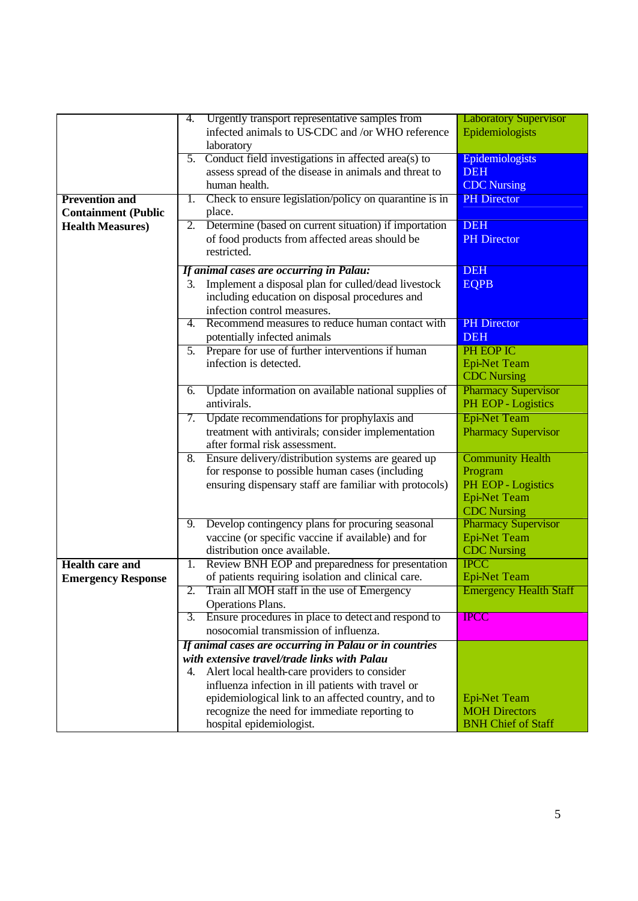| | | |
|---|---|---|
| | 4. Urgently transport representative samples from infected animals to US-CDC and /or WHO reference laboratory | Laboratory Supervisor<br>Epidemiologists |
| | 5. Conduct field investigations in affected area(s) to assess spread of the disease in animals and threat to human health. | Epidemiologists<br>DEH<br>CDC Nursing |
| **Prevention and Containment (Public Health Measures)** | 1. Check to ensure legislation/policy on quarantine is in place. | PH Director |
| | 2. Determine (based on current situation) if importation of food products from affected areas should be restricted. | DEH<br>PH Director |
| | ***If animal cases are occurring in Palau:***<br>3. Implement a disposal plan for culled/dead livestock including education on disposal procedures and infection control measures. | DEH<br>EQPB |
| | 4. Recommend measures to reduce human contact with potentially infected animals | PH Director<br>DEH |
| | 5. Prepare for use of further interventions if human infection is detected. | PH EOP IC<br>Epi-Net Team<br>CDC Nursing |
| | 6. Update information on available national supplies of antivirals. | Pharmacy Supervisor<br>PH EOP - Logistics |
| | 7. Update recommendations for prophylaxis and treatment with antivirals; consider implementation after formal risk assessment. | Epi-Net Team<br>Pharmacy Supervisor |
| | 8. Ensure delivery/distribution systems are geared up for response to possible human cases (including ensuring dispensary staff are familiar with protocols) | Community Health Program<br>PH EOP - Logistics<br>Epi-Net Team<br>CDC Nursing |
| | 9. Develop contingency plans for procuring seasonal vaccine (or specific vaccine if available) and for distribution once available. | Pharmacy Supervisor<br>Epi-Net Team<br>CDC Nursing |
| **Health care and Emergency Response** | 1. Review BNH EOP and preparedness for presentation of patients requiring isolation and clinical care. | IPCC<br>Epi-Net Team |
| | 2. Train all MOH staff in the use of Emergency Operations Plans. | Emergency Health Staff |
| | 3. Ensure procedures in place to detect and respond to nosocomial transmission of influenza. | IPCC |
| | ***If animal cases are occurring in Palau or in countries with extensive travel/trade links with Palau***<br>4. Alert local health-care providers to consider influenza infection in ill patients with travel or epidemiological link to an affected country, and to recognize the need for immediate reporting to hospital epidemiologist. | Epi-Net Team<br>MOH Directors<br>BNH Chief of Staff |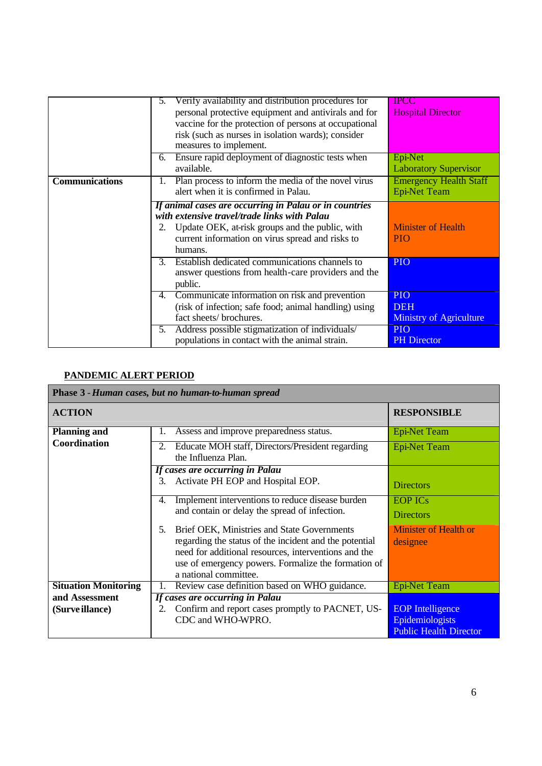| | | |
|---|---|---|
| | 5. Verify availability and distribution procedures for personal protective equipment and antivirals and for vaccine for the protection of persons at occupational risk (such as nurses in isolation wards); consider measures to implement. | IPCC<br>Hospital Director |
| | 6. Ensure rapid deployment of diagnostic tests when available. | Epi-Net<br>Laboratory Supervisor |
| **Communications** | 1. Plan process to inform the media of the novel virus alert when it is confirmed in Palau. | Emergency Health Staff<br>Epi-Net Team |
| | ***If animal cases are occurring in Palau or in countries with extensive travel/trade links with Palau***<br>2. Update OEK, at-risk groups and the public, with current information on virus spread and risks to humans. | Minister of Health<br>PIO |
| | 3. Establish dedicated communications channels to answer questions from health-care providers and the public. | PIO |
| | 4. Communicate information on risk and prevention (risk of infection; safe food; animal handling) using fact sheets/ brochures. | PIO<br>DEH<br>Ministry of Agriculture |
| | 5. Address possible stigmatization of individuals/ populations in contact with the animal strain. | PIO<br>PH Director |

**PANDEMIC ALERT PERIOD**

| **Phase 3 -** ***Human cases, but no human-to-human spread*** | | |
|---|---|---|
| **ACTION** | | **RESPONSIBLE** |
| **Planning and Coordination** | 1. Assess and improve preparedness status. | Epi-Net Team |
| | 2. Educate MOH staff, Directors/President regarding the Influenza Plan. | Epi-Net Team |
| | ***If cases are occurring in Palau***<br>3. Activate PH EOP and Hospital EOP. | Directors |
| | 4. Implement interventions to reduce disease burden and contain or delay the spread of infection. | EOP ICs<br>Directors |
| | 5. Brief OEK, Ministries and State Governments regarding the status of the incident and the potential need for additional resources, interventions and the use of emergency powers. Formalize the formation of a national committee. | Minister of Health or designee |
| **Situation Monitoring and Assessment (Surveillance)** | 1. Review case definition based on WHO guidance. | Epi-Net Team |
| | ***If cases are occurring in Palau***<br>2. Confirm and report cases promptly to PACNET, US-CDC and WHO-WPRO. | EOP Intelligence<br>Epidemiologists<br>Public Health Director |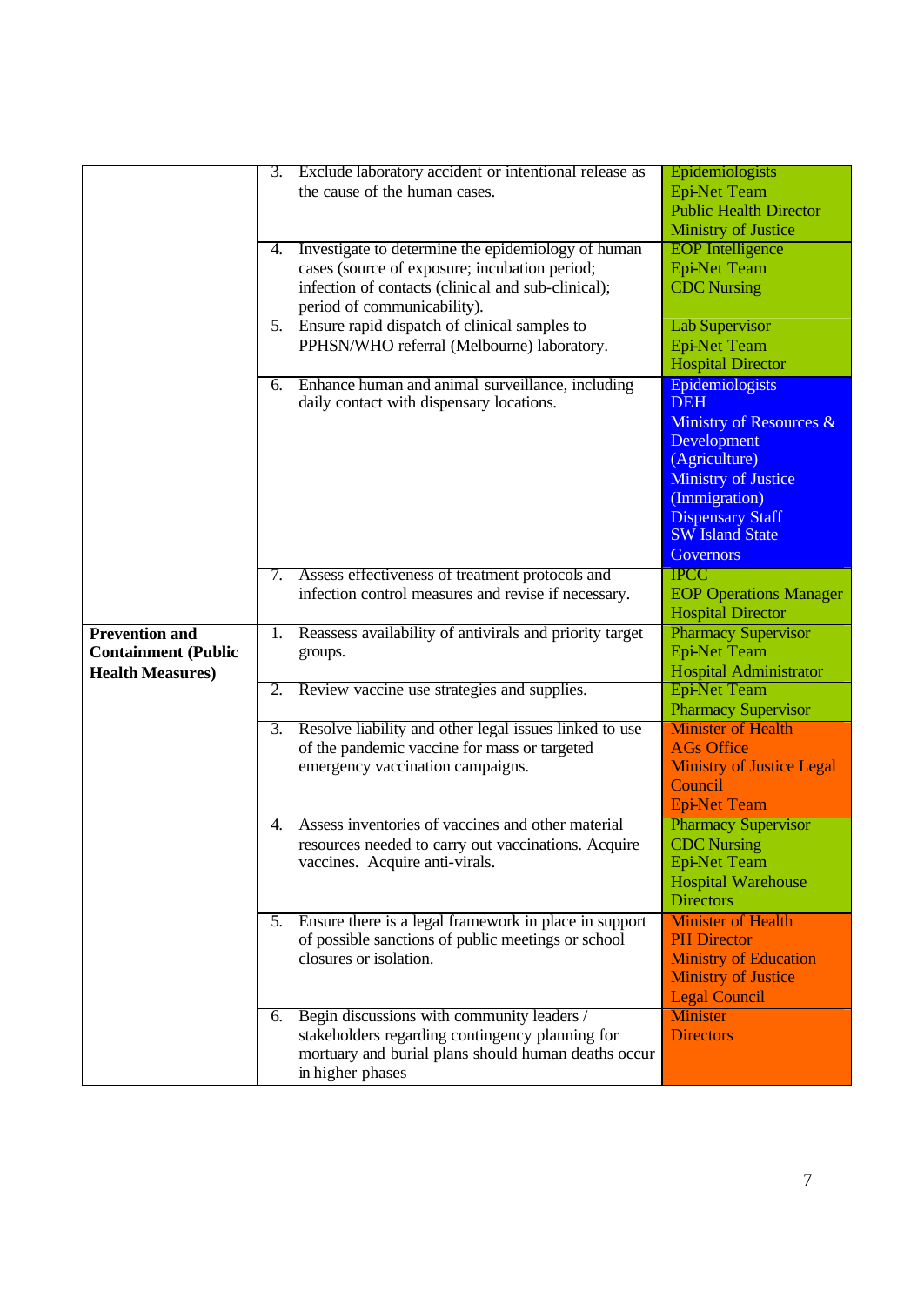| | | |
|---|---|---|
| | 3. Exclude laboratory accident or intentional release as the cause of the human cases. | Epidemiologists<br>Epi-Net Team<br>Public Health Director<br>Ministry of Justice |
| | 4. Investigate to determine the epidemiology of human cases (source of exposure; incubation period; infection of contacts (clinical and sub-clinical); period of communicability).<br>5. Ensure rapid dispatch of clinical samples to PPHSN/WHO referral (Melbourne) laboratory. | EOP Intelligence<br>Epi-Net Team<br>CDC Nursing<br><br>Lab Supervisor<br>Epi-Net Team<br>Hospital Director |
| | 6. Enhance human and animal surveillance, including daily contact with dispensary locations. | Epidemiologists<br>DEH<br>Ministry of Resources & Development (Agriculture)<br>Ministry of Justice (Immigration)<br>Dispensary Staff<br>SW Island State Governors |
| | 7. Assess effectiveness of treatment protocols and infection control measures and revise if necessary. | IPCC<br>EOP Operations Manager<br>Hospital Director |
| **Prevention and Containment (Public Health Measures)** | 1. Reassess availability of antivirals and priority target groups. | Pharmacy Supervisor<br>Epi-Net Team<br>Hospital Administrator |
| | 2. Review vaccine use strategies and supplies. | Epi-Net Team<br>Pharmacy Supervisor |
| | 3. Resolve liability and other legal issues linked to use of the pandemic vaccine for mass or targeted emergency vaccination campaigns. | Minister of Health<br>AGs Office<br>Ministry of Justice Legal Council<br>Epi-Net Team |
| | 4. Assess inventories of vaccines and other material resources needed to carry out vaccinations. Acquire vaccines. Acquire anti-virals. | Pharmacy Supervisor<br>CDC Nursing<br>Epi-Net Team<br>Hospital Warehouse Directors |
| | 5. Ensure there is a legal framework in place in support of possible sanctions of public meetings or school closures or isolation. | Minister of Health<br>PH Director<br>Ministry of Education<br>Ministry of Justice Legal Council |
| | 6. Begin discussions with community leaders / stakeholders regarding contingency planning for mortuary and burial plans should human deaths occur in higher phases | Minister<br>Directors |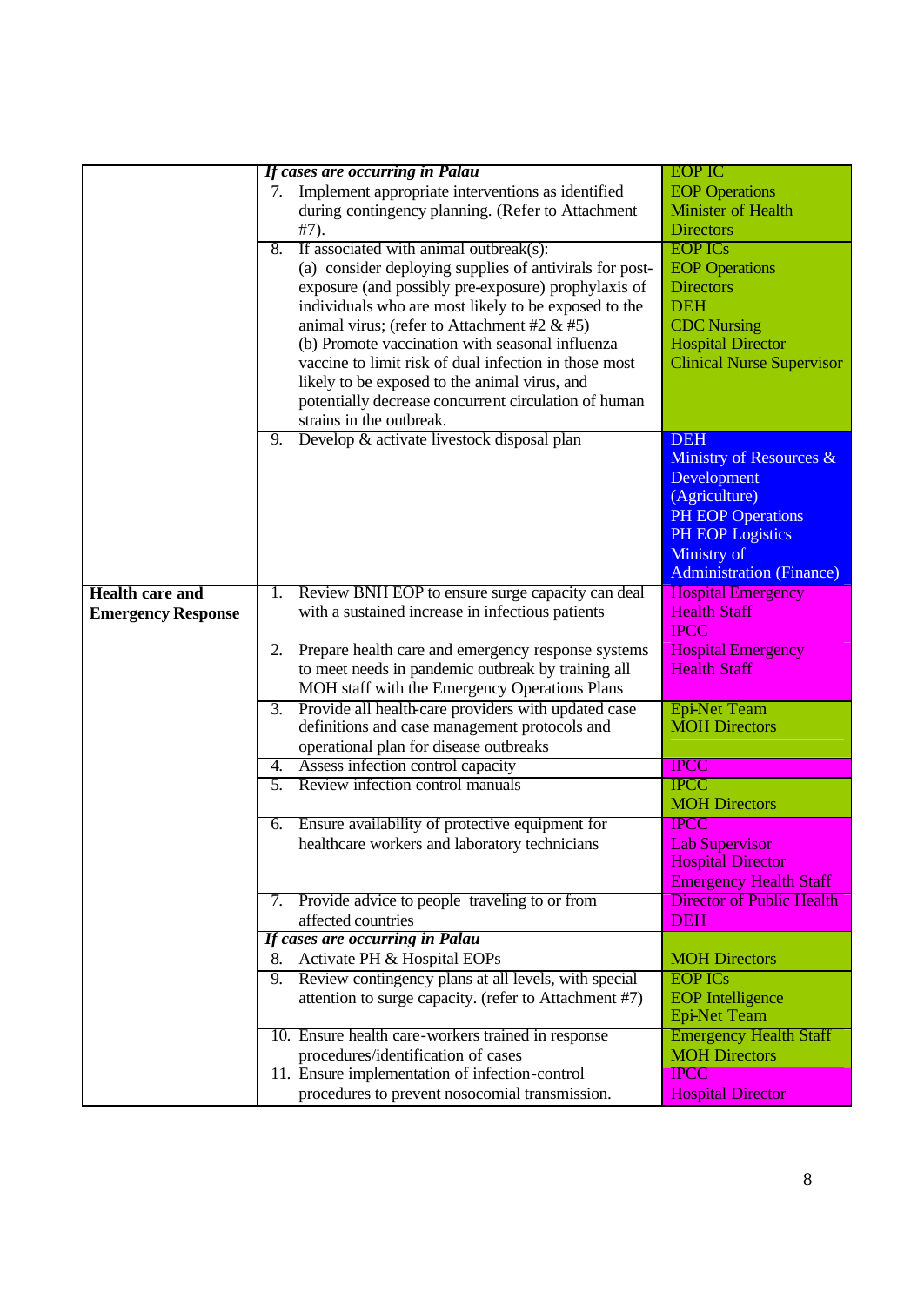| | | |
|---|---|---|
| | ***If cases are occurring in Palau***<br>7. Implement appropriate interventions as identified during contingency planning. (Refer to Attachment #7). | EOP IC<br>EOP Operations<br>Minister of Health<br>Directors |
| | 8. If associated with animal outbreak(s):<br>(a) consider deploying supplies of antivirals for post-exposure (and possibly pre-exposure) prophylaxis of individuals who are most likely to be exposed to the animal virus; (refer to Attachment #2 & #5)<br>(b) Promote vaccination with seasonal influenza vaccine to limit risk of dual infection in those most likely to be exposed to the animal virus, and potentially decrease concurrent circulation of human strains in the outbreak. | EOP ICs<br>EOP Operations<br>Directors<br>DEH<br>CDC Nursing<br>Hospital Director<br>Clinical Nurse Supervisor |
| | 9. Develop & activate livestock disposal plan | DEH<br>Ministry of Resources & Development (Agriculture)<br>PH EOP Operations<br>PH EOP Logistics<br>Ministry of Administration (Finance) |
| **Health care and Emergency Response** | 1. Review BNH EOP to ensure surge capacity can deal with a sustained increase in infectious patients | Hospital Emergency Health Staff<br>IPCC |
| | 2. Prepare health care and emergency response systems to meet needs in pandemic outbreak by training all MOH staff with the Emergency Operations Plans | Hospital Emergency Health Staff |
| | 3. Provide all health-care providers with updated case definitions and case management protocols and operational plan for disease outbreaks | Epi-Net Team<br>MOH Directors |
| | 4. Assess infection control capacity | IPCC |
| | 5. Review infection control manuals | IPCC<br>MOH Directors |
| | 6. Ensure availability of protective equipment for healthcare workers and laboratory technicians | IPCC<br>Lab Supervisor<br>Hospital Director<br>Emergency Health Staff |
| | 7. Provide advice to people traveling to or from affected countries | Director of Public Health<br>DEH |
| | ***If cases are occurring in Palau***<br>8. Activate PH & Hospital EOPs | MOH Directors |
| | 9. Review contingency plans at all levels, with special attention to surge capacity. (refer to Attachment #7) | EOP ICs<br>EOP Intelligence<br>Epi-Net Team |
| | 10. Ensure health care-workers trained in response procedures/identification of cases | Emergency Health Staff<br>MOH Directors |
| | 11. Ensure implementation of infection-control procedures to prevent nosocomial transmission. | IPCC<br>Hospital Director |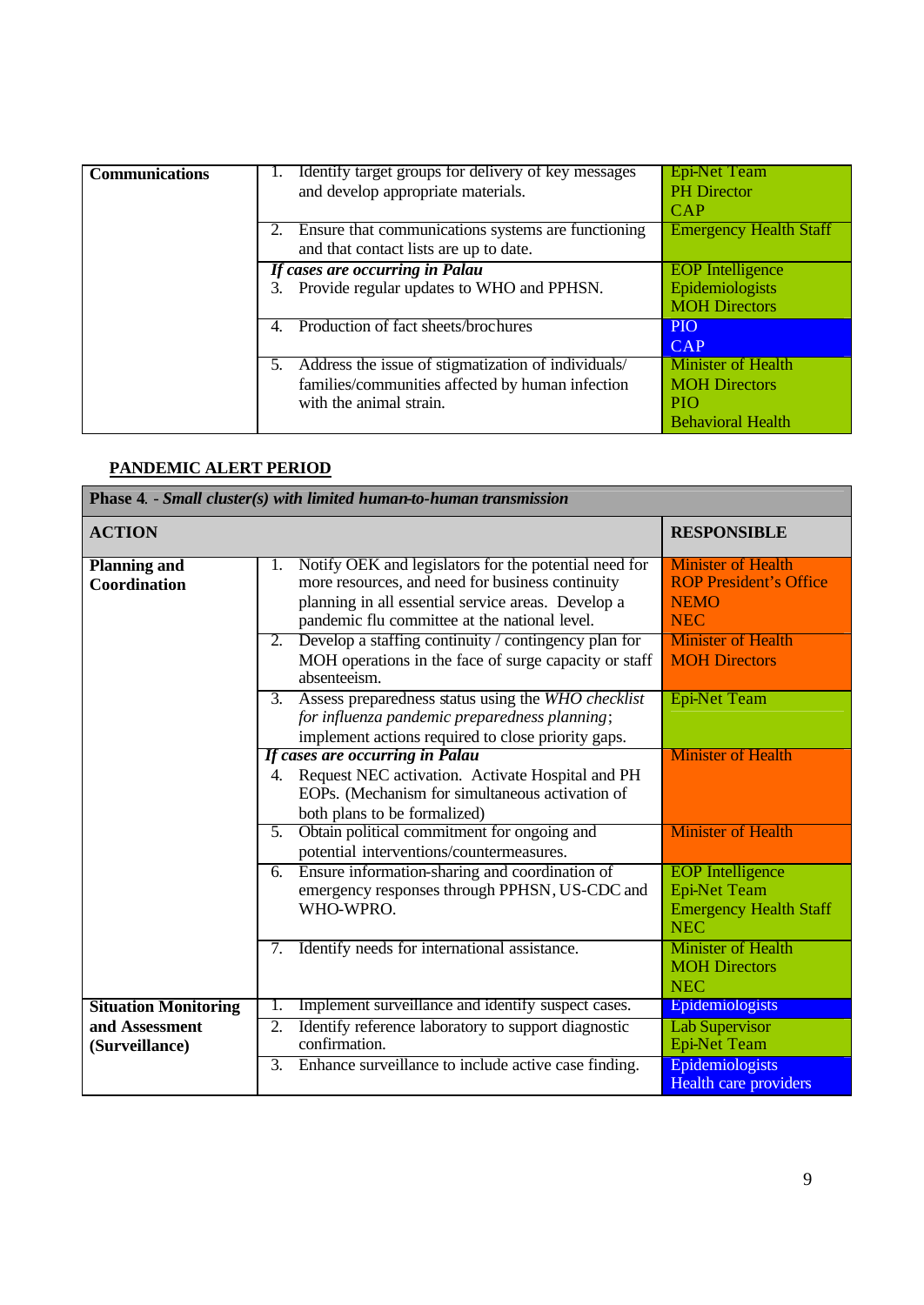| Communications | 1. Identify target groups for delivery of key messages and develop appropriate materials. | Epi-Net Team<br>PH Director<br>CAP |
|---|---|---|
| | 2. Ensure that communications systems are functioning and that contact lists are up to date. | Emergency Health Staff |
| | *If cases are occurring in Palau*<br>3. Provide regular updates to WHO and PPHSN. | EOP Intelligence<br>Epidemiologists<br>MOH Directors |
| | 4. Production of fact sheets/brochures | PIO<br>CAP |
| | 5. Address the issue of stigmatization of individuals/ families/communities affected by human infection with the animal strain. | Minister of Health<br>MOH Directors<br>PIO<br>Behavioral Health |

## PANDEMIC ALERT PERIOD

| **Phase 4.** - ***Small cluster(s) with limited human-to-human transmission*** | | |
|---|---|---|
| **ACTION** | | **RESPONSIBLE** |
| **Planning and Coordination** | 1. Notify OEK and legislators for the potential need for more resources, and need for business continuity planning in all essential service areas. Develop a pandemic flu committee at the national level. | Minister of Health<br>ROP President's Office<br>NEMO<br>NEC |
| | 2. Develop a staffing continuity / contingency plan for MOH operations in the face of surge capacity or staff absenteeism. | Minister of Health<br>MOH Directors |
| | 3. Assess preparedness status using the *WHO checklist for influenza pandemic preparedness planning*; implement actions required to close priority gaps. | Epi-Net Team |
| | *If cases are occurring in Palau*<br>4. Request NEC activation. Activate Hospital and PH EOPs. (Mechanism for simultaneous activation of both plans to be formalized) | Minister of Health |
| | 5. Obtain political commitment for ongoing and potential interventions/countermeasures. | Minister of Health |
| | 6. Ensure information-sharing and coordination of emergency responses through PPHSN, US-CDC and WHO-WPRO. | EOP Intelligence<br>Epi-Net Team<br>Emergency Health Staff<br>NEC |
| | 7. Identify needs for international assistance. | Minister of Health<br>MOH Directors<br>NEC |
| **Situation Monitoring and Assessment (Surveillance)** | 1. Implement surveillance and identify suspect cases. | Epidemiologists |
| | 2. Identify reference laboratory to support diagnostic confirmation. | Lab Supervisor<br>Epi-Net Team |
| | 3. Enhance surveillance to include active case finding. | Epidemiologists<br>Health care providers |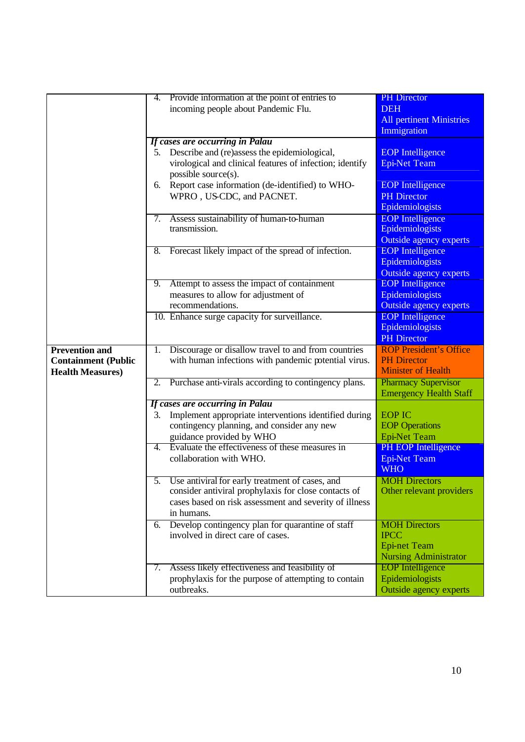| | | |
|---|---|---|
| | 4. Provide information at the point of entries to incoming people about Pandemic Flu. | PH Director<br>DEH<br>All pertinent Ministries<br>Immigration |
| | *If cases are occurring in Palau*<br>5. Describe and (re)assess the epidemiological, virological and clinical features of infection; identify possible source(s).<br>6. Report case information (de-identified) to WHO-WPRO , US-CDC, and PACNET. | EOP Intelligence<br>Epi-Net Team<br><br>EOP Intelligence<br>PH Director<br>Epidemiologists |
| | 7. Assess sustainability of human-to-human transmission. | EOP Intelligence<br>Epidemiologists<br>Outside agency experts |
| | 8. Forecast likely impact of the spread of infection. | EOP Intelligence<br>Epidemiologists<br>Outside agency experts |
| | 9. Attempt to assess the impact of containment measures to allow for adjustment of recommendations. | EOP Intelligence<br>Epidemiologists<br>Outside agency experts |
| | 10. Enhance surge capacity for surveillance. | EOP Intelligence<br>Epidemiologists<br>PH Director |
| **Prevention and Containment (Public Health Measures)** | 1. Discourage or disallow travel to and from countries with human infections with pandemic potential virus. | ROP President's Office<br>PH Director<br>Minister of Health |
| | 2. Purchase anti-virals according to contingency plans. | Pharmacy Supervisor<br>Emergency Health Staff |
| | *If cases are occurring in Palau*<br>3. Implement appropriate interventions identified during contingency planning, and consider any new guidance provided by WHO | EOP IC<br>EOP Operations<br>Epi-Net Team |
| | 4. Evaluate the effectiveness of these measures in collaboration with WHO. | PH EOP Intelligence<br>Epi-Net Team<br>WHO |
| | 5. Use antiviral for early treatment of cases, and consider antiviral prophylaxis for close contacts of cases based on risk assessment and severity of illness in humans. | MOH Directors<br>Other relevant providers |
| | 6. Develop contingency plan for quarantine of staff involved in direct care of cases. | MOH Directors<br>IPCC<br>Epi-net Team<br>Nursing Administrator |
| | 7. Assess likely effectiveness and feasibility of prophylaxis for the purpose of attempting to contain outbreaks. | EOP Intelligence<br>Epidemiologists<br>Outside agency experts |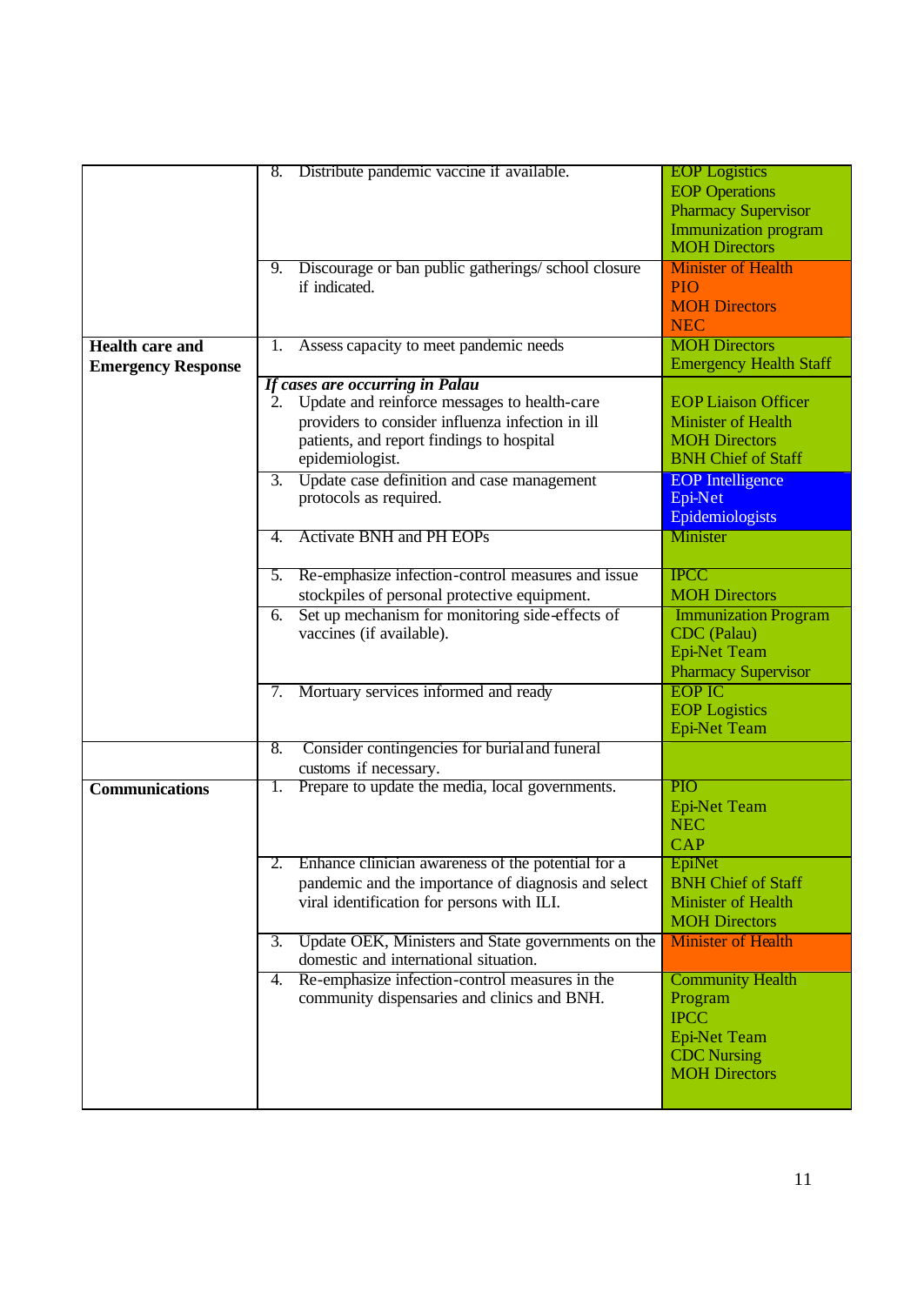| | | |
|---|---|---|
| | 8. Distribute pandemic vaccine if available. | EOP Logistics<br>EOP Operations<br>Pharmacy Supervisor<br>Immunization program<br>MOH Directors |
| | 9. Discourage or ban public gatherings/ school closure if indicated. | Minister of Health<br>PIO<br>MOH Directors<br>NEC |
| **Health care and Emergency Response** | 1. Assess capacity to meet pandemic needs | MOH Directors<br>Emergency Health Staff |
| | *If cases are occurring in Palau*<br>2. Update and reinforce messages to health-care providers to consider influenza infection in ill patients, and report findings to hospital epidemiologist. | EOP Liaison Officer<br>Minister of Health<br>MOH Directors<br>BNH Chief of Staff |
| | 3. Update case definition and case management protocols as required. | EOP Intelligence<br>Epi-Net<br>Epidemiologists |
| | 4. Activate BNH and PH EOPs | Minister |
| | 5. Re-emphasize infection-control measures and issue stockpiles of personal protective equipment. | IPCC<br>MOH Directors |
| | 6. Set up mechanism for monitoring side-effects of vaccines (if available). | Immunization Program<br>CDC (Palau)<br>Epi-Net Team<br>Pharmacy Supervisor |
| | 7. Mortuary services informed and ready | EOP IC<br>EOP Logistics<br>Epi-Net Team |
| | 8. Consider contingencies for burial and funeral customs if necessary. | |
| **Communications** | 1. Prepare to update the media, local governments. | PIO<br>Epi-Net Team<br>NEC<br>CAP |
| | 2. Enhance clinician awareness of the potential for a pandemic and the importance of diagnosis and select viral identification for persons with ILI. | EpiNet<br>BNH Chief of Staff<br>Minister of Health<br>MOH Directors |
| | 3. Update OEK, Ministers and State governments on the domestic and international situation. | Minister of Health |
| | 4. Re-emphasize infection-control measures in the community dispensaries and clinics and BNH. | Community Health Program<br>IPCC<br>Epi-Net Team<br>CDC Nursing<br>MOH Directors |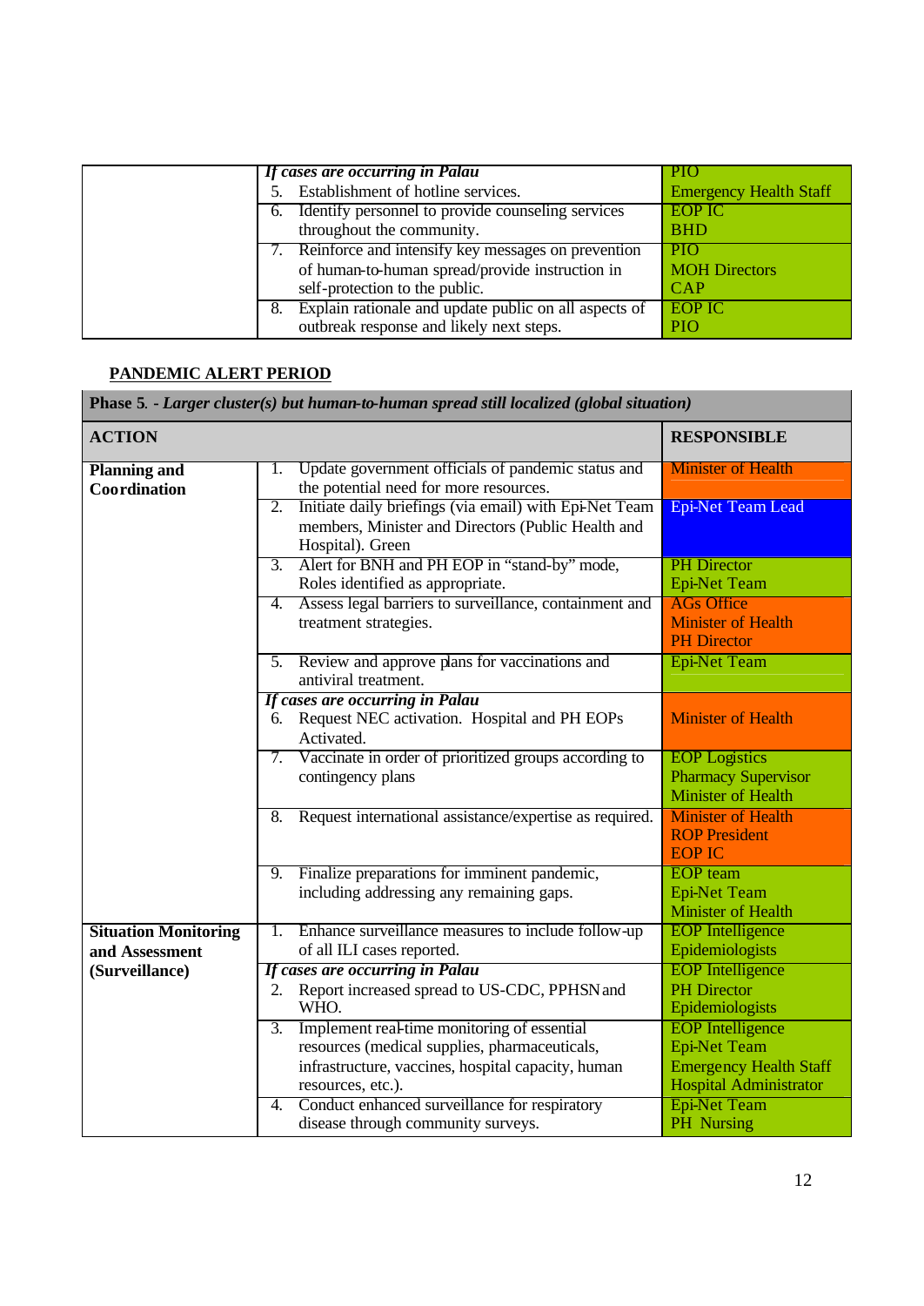|  | *If cases are occurring in Palau*<br>5. Establishment of hotline services. | PIO<br>Emergency Health Staff |
|---|---|---|
|  | 6. Identify personnel to provide counseling services throughout the community. | EOP IC<br>BHD |
|  | 7. Reinforce and intensify key messages on prevention of human-to-human spread/provide instruction in self-protection to the public. | PIO<br>MOH Directors<br>CAP |
|  | 8. Explain rationale and update public on all aspects of outbreak response and likely next steps. | EOP IC<br>PIO |

## PANDEMIC ALERT PERIOD

| **Phase 5. - *Larger cluster(s) but human-to-human spread still localized (global situation)*** | | |
|---|---|---|
| **ACTION** | | **RESPONSIBLE** |
| **Planning and Coordination** | 1. Update government officials of pandemic status and the potential need for more resources. | Minister of Health |
|  | 2. Initiate daily briefings (via email) with Epi-Net Team members, Minister and Directors (Public Health and Hospital). Green | Epi-Net Team Lead |
|  | 3. Alert for BNH and PH EOP in "stand-by" mode, Roles identified as appropriate. | PH Director<br>Epi-Net Team |
|  | 4. Assess legal barriers to surveillance, containment and treatment strategies. | AGs Office<br>Minister of Health<br>PH Director |
|  | 5. Review and approve plans for vaccinations and antiviral treatment. | Epi-Net Team |
|  | *If cases are occurring in Palau*<br>6. Request NEC activation. Hospital and PH EOPs Activated. | Minister of Health |
|  | 7. Vaccinate in order of prioritized groups according to contingency plans | EOP Logistics<br>Pharmacy Supervisor<br>Minister of Health |
|  | 8. Request international assistance/expertise as required. | Minister of Health<br>ROP President<br>EOP IC |
|  | 9. Finalize preparations for imminent pandemic, including addressing any remaining gaps. | EOP team<br>Epi-Net Team<br>Minister of Health |
| **Situation Monitoring and Assessment (Surveillance)** | 1. Enhance surveillance measures to include follow-up of all ILI cases reported. | EOP Intelligence<br>Epidemiologists |
|  | *If cases are occurring in Palau*<br>2. Report increased spread to US-CDC, PPHSN and WHO. | EOP Intelligence<br>PH Director<br>Epidemiologists |
|  | 3. Implement real-time monitoring of essential resources (medical supplies, pharmaceuticals, infrastructure, vaccines, hospital capacity, human resources, etc.). | EOP Intelligence<br>Epi-Net Team<br>Emergency Health Staff<br>Hospital Administrator |
|  | 4. Conduct enhanced surveillance for respiratory disease through community surveys. | Epi-Net Team<br>PH Nursing |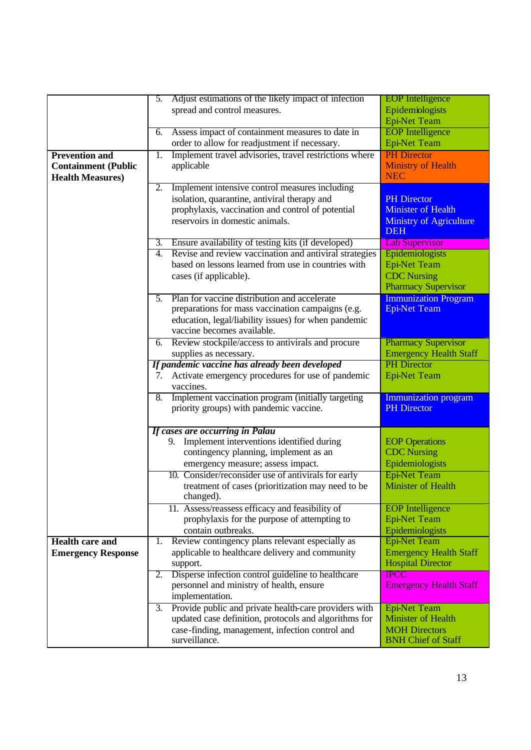| | | |
|---|---|---|
| | 5. Adjust estimations of the likely impact of infection spread and control measures. | EOP Intelligence<br>Epidemiologists<br>Epi-Net Team |
| | 6. Assess impact of containment measures to date in order to allow for readjustment if necessary. | EOP Intelligence<br>Epi-Net Team |
| **Prevention and Containment (Public Health Measures)** | 1. Implement travel advisories, travel restrictions where applicable | PH Director<br>Ministry of Health<br>NEC |
| | 2. Implement intensive control measures including isolation, quarantine, antiviral therapy and prophylaxis, vaccination and control of potential reservoirs in domestic animals. | PH Director<br>Minister of Health<br>Ministry of Agriculture<br>DEH |
| | 3. Ensure availability of testing kits (if developed) | Lab Supervisor |
| | 4. Revise and review vaccination and antiviral strategies based on lessons learned from use in countries with cases (if applicable). | Epidemiologists<br>Epi-Net Team<br>CDC Nursing<br>Pharmacy Supervisor |
| | 5. Plan for vaccine distribution and accelerate preparations for mass vaccination campaigns (e.g. education, legal/liability issues) for when pandemic vaccine becomes available. | Immunization Program<br>Epi-Net Team |
| | 6. Review stockpile/access to antivirals and procure supplies as necessary. | Pharmacy Supervisor<br>Emergency Health Staff |
| | ***If pandemic vaccine has already been developed***<br>7. Activate emergency procedures for use of pandemic vaccines. | PH Director<br>Epi-Net Team |
| | 8. Implement vaccination program (initially targeting priority groups) with pandemic vaccine. | Immunization program<br>PH Director |
| | ***If cases are occurring in Palau***<br>9. Implement interventions identified during contingency planning, implement as an emergency measure; assess impact. | EOP Operations<br>CDC Nursing<br>Epidemiologists |
| | 10. Consider/reconsider use of antivirals for early treatment of cases (prioritization may need to be changed). | Epi-Net Team<br>Minister of Health |
| | 11. Assess/reassess efficacy and feasibility of prophylaxis for the purpose of attempting to contain outbreaks. | EOP Intelligence<br>Epi-Net Team<br>Epidemiologists |
| **Health care and Emergency Response** | 1. Review contingency plans relevant especially as applicable to healthcare delivery and community support. | Epi-Net Team<br>Emergency Health Staff<br>Hospital Director |
| | 2. Disperse infection control guideline to healthcare personnel and ministry of health, ensure implementation. | IPCC<br>Emergency Health Staff |
| | 3. Provide public and private health-care providers with updated case definition, protocols and algorithms for case-finding, management, infection control and surveillance. | Epi-Net Team<br>Minister of Health<br>MOH Directors<br>BNH Chief of Staff |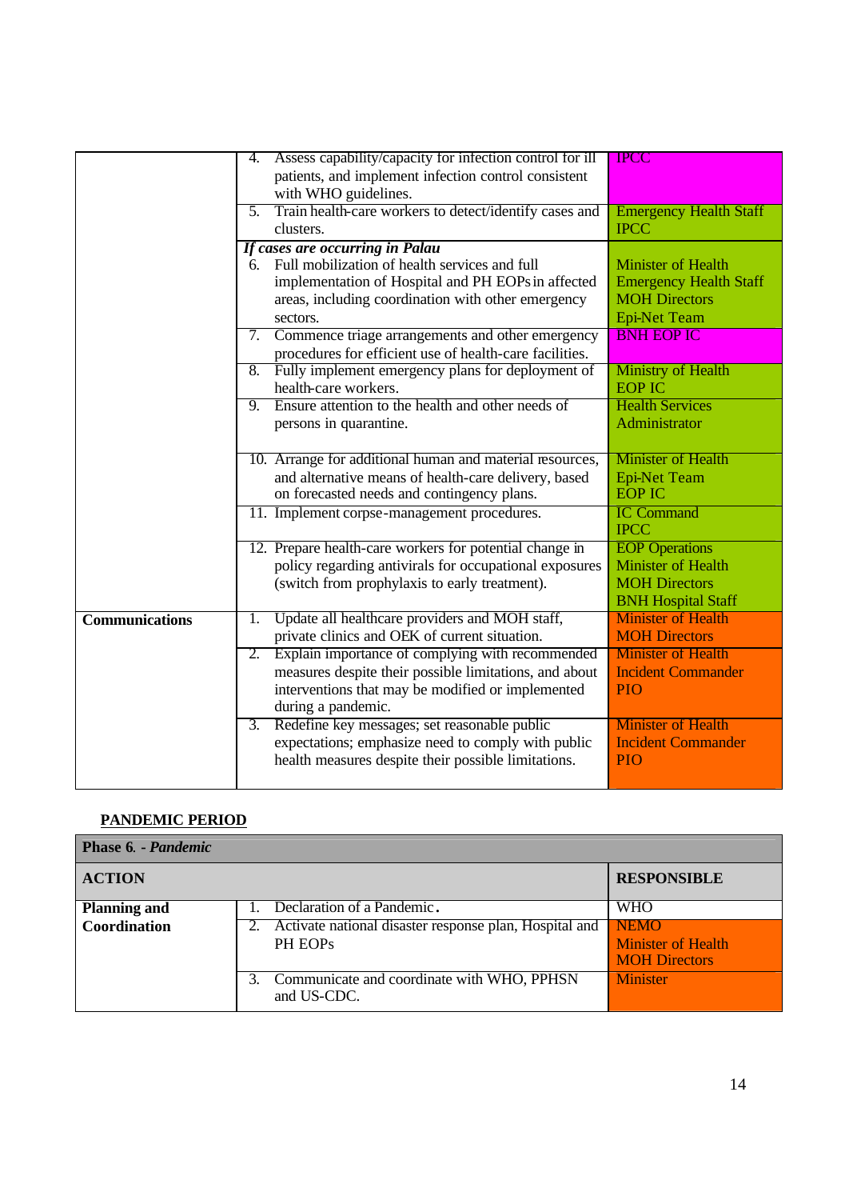| | | |
|---|---|---|
| | 4. Assess capability/capacity for infection control for ill patients, and implement infection control consistent with WHO guidelines. | IPCC |
| | 5. Train health-care workers to detect/identify cases and clusters. | Emergency Health Staff<br>IPCC |
| | ***If cases are occurring in Palau***<br>6. Full mobilization of health services and full implementation of Hospital and PH EOPs in affected areas, including coordination with other emergency sectors. | Minister of Health<br>Emergency Health Staff<br>MOH Directors<br>Epi-Net Team |
| | 7. Commence triage arrangements and other emergency procedures for efficient use of health-care facilities. | BNH EOP IC |
| | 8. Fully implement emergency plans for deployment of health-care workers. | Ministry of Health<br>EOP IC |
| | 9. Ensure attention to the health and other needs of persons in quarantine. | Health Services Administrator |
| | 10. Arrange for additional human and material resources, and alternative means of health-care delivery, based on forecasted needs and contingency plans. | Minister of Health<br>Epi-Net Team<br>EOP IC |
| | 11. Implement corpse-management procedures. | IC Command<br>IPCC |
| | 12. Prepare health-care workers for potential change in policy regarding antivirals for occupational exposures (switch from prophylaxis to early treatment). | EOP Operations<br>Minister of Health<br>MOH Directors<br>BNH Hospital Staff |
| **Communications** | 1. Update all healthcare providers and MOH staff, private clinics and OEK of current situation. | Minister of Health<br>MOH Directors |
| | 2. Explain importance of complying with recommended measures despite their possible limitations, and about interventions that may be modified or implemented during a pandemic. | Minister of Health<br>Incident Commander<br>PIO |
| | 3. Redefine key messages; set reasonable public expectations; emphasize need to comply with public health measures despite their possible limitations. | Minister of Health<br>Incident Commander<br>PIO |

**PANDEMIC PERIOD**

| **Phase 6. - *Pandemic*** | | |
|---|---|---|
| **ACTION** | | **RESPONSIBLE** |
| **Planning and Coordination** | 1. Declaration of a Pandemic. | WHO |
| | 2. Activate national disaster response plan, Hospital and PH EOPs | NEMO<br>Minister of Health<br>MOH Directors |
| | 3. Communicate and coordinate with WHO, PPHSN and US-CDC. | Minister |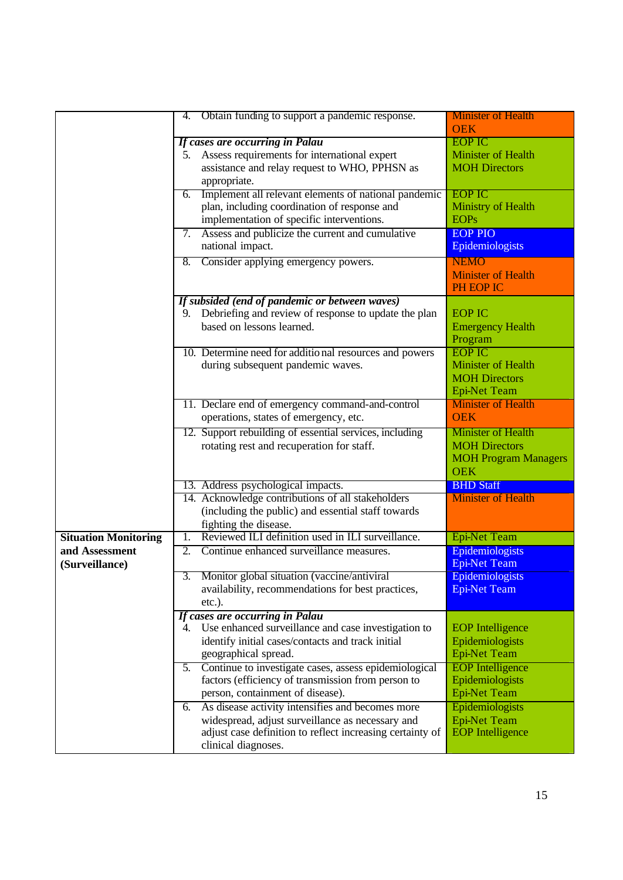| | | |
|---|---|---|
| | 4. Obtain funding to support a pandemic response. | Minister of Health<br>OEK |
| | ***If cases are occurring in Palau***<br>5. Assess requirements for international expert assistance and relay request to WHO, PPHSN as appropriate. | EOP IC<br>Minister of Health<br>MOH Directors |
| | 6. Implement all relevant elements of national pandemic plan, including coordination of response and implementation of specific interventions. | EOP IC<br>Ministry of Health<br>EOPs |
| | 7. Assess and publicize the current and cumulative national impact. | EOP PIO<br>Epidemiologists |
| | 8. Consider applying emergency powers. | NEMO<br>Minister of Health<br>PH EOP IC |
| | ***If subsided (end of pandemic or between waves)***<br>9. Debriefing and review of response to update the plan based on lessons learned. | EOP IC<br>Emergency Health Program |
| | 10. Determine need for additional resources and powers during subsequent pandemic waves. | EOP IC<br>Minister of Health<br>MOH Directors<br>Epi-Net Team |
| | 11. Declare end of emergency command-and-control operations, states of emergency, etc. | Minister of Health<br>OEK |
| | 12. Support rebuilding of essential services, including rotating rest and recuperation for staff. | Minister of Health<br>MOH Directors<br>MOH Program Managers<br>OEK |
| | 13. Address psychological impacts. | BHD Staff |
| | 14. Acknowledge contributions of all stakeholders (including the public) and essential staff towards fighting the disease. | Minister of Health |
| **Situation Monitoring and Assessment (Surveillance)** | 1. Reviewed ILI definition used in ILI surveillance. | Epi-Net Team |
| | 2. Continue enhanced surveillance measures. | Epidemiologists<br>Epi-Net Team |
| | 3. Monitor global situation (vaccine/antiviral availability, recommendations for best practices, etc.). | Epidemiologists<br>Epi-Net Team |
| | ***If cases are occurring in Palau***<br>4. Use enhanced surveillance and case investigation to identify initial cases/contacts and track initial geographical spread. | EOP Intelligence<br>Epidemiologists<br>Epi-Net Team |
| | 5. Continue to investigate cases, assess epidemiological factors (efficiency of transmission from person to person, containment of disease). | EOP Intelligence<br>Epidemiologists<br>Epi-Net Team |
| | 6. As disease activity intensifies and becomes more widespread, adjust surveillance as necessary and adjust case definition to reflect increasing certainty of clinical diagnoses. | Epidemiologists<br>Epi-Net Team<br>EOP Intelligence |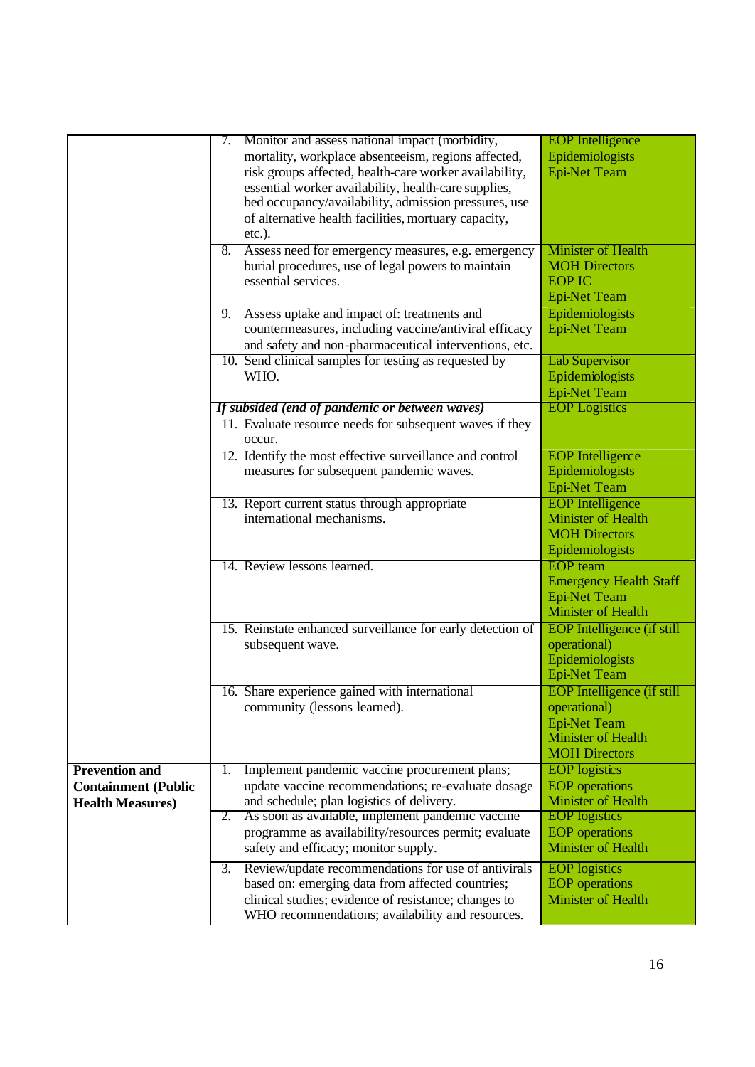| | | |
|---|---|---|
| | 7. Monitor and assess national impact (morbidity, mortality, workplace absenteeism, regions affected, risk groups affected, health-care worker availability, essential worker availability, health-care supplies, bed occupancy/availability, admission pressures, use of alternative health facilities, mortuary capacity, etc.). | EOP Intelligence<br>Epidemiologists<br>Epi-Net Team |
| | 8. Assess need for emergency measures, e.g. emergency burial procedures, use of legal powers to maintain essential services. | Minister of Health<br>MOH Directors<br>EOP IC<br>Epi-Net Team |
| | 9. Assess uptake and impact of: treatments and countermeasures, including vaccine/antiviral efficacy and safety and non-pharmaceutical interventions, etc. | Epidemiologists<br>Epi-Net Team |
| | 10. Send clinical samples for testing as requested by WHO. | Lab Supervisor<br>Epidemiologists<br>Epi-Net Team |
| | ***If subsided (end of pandemic or between waves)***<br>11. Evaluate resource needs for subsequent waves if they occur. | EOP Logistics |
| | 12. Identify the most effective surveillance and control measures for subsequent pandemic waves. | EOP Intelligence<br>Epidemiologists<br>Epi-Net Team |
| | 13. Report current status through appropriate international mechanisms. | EOP Intelligence<br>Minister of Health<br>MOH Directors<br>Epidemiologists |
| | 14. Review lessons learned. | EOP team<br>Emergency Health Staff<br>Epi-Net Team<br>Minister of Health |
| | 15. Reinstate enhanced surveillance for early detection of subsequent wave. | EOP Intelligence (if still operational)<br>Epidemiologists<br>Epi-Net Team |
| | 16. Share experience gained with international community (lessons learned). | EOP Intelligence (if still operational)<br>Epi-Net Team<br>Minister of Health<br>MOH Directors |
| **Prevention and Containment (Public Health Measures)** | 1. Implement pandemic vaccine procurement plans; update vaccine recommendations; re-evaluate dosage and schedule; plan logistics of delivery. | EOP logistics<br>EOP operations<br>Minister of Health |
| | 2. As soon as available, implement pandemic vaccine programme as availability/resources permit; evaluate safety and efficacy; monitor supply. | EOP logistics<br>EOP operations<br>Minister of Health |
| | 3. Review/update recommendations for use of antivirals based on: emerging data from affected countries; clinical studies; evidence of resistance; changes to WHO recommendations; availability and resources. | EOP logistics<br>EOP operations<br>Minister of Health |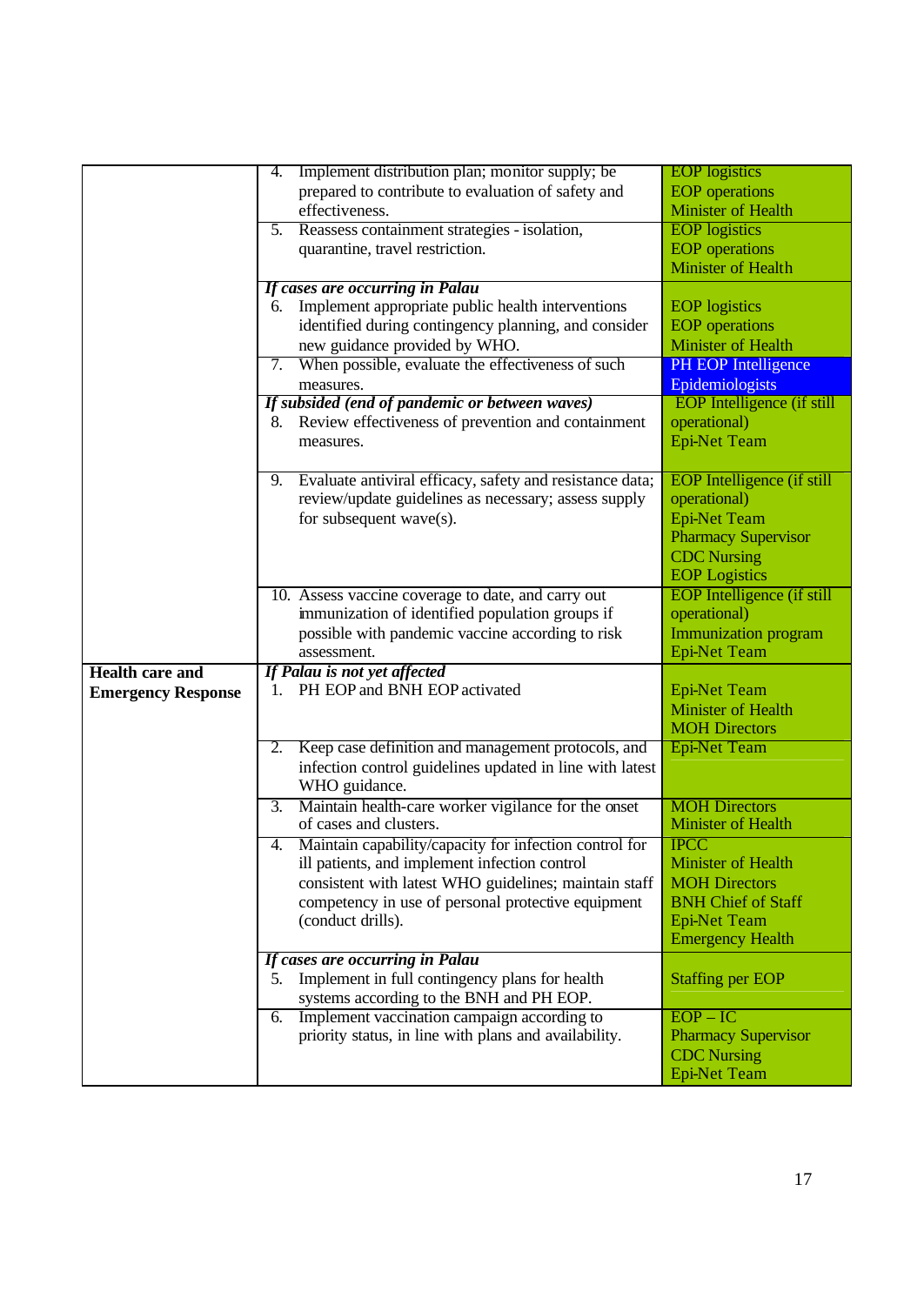| | | |
|---|---|---|
| | 4. Implement distribution plan; monitor supply; be prepared to contribute to evaluation of safety and effectiveness. | EOP logistics<br>EOP operations<br>Minister of Health |
| | 5. Reassess containment strategies - isolation, quarantine, travel restriction. | EOP logistics<br>EOP operations<br>Minister of Health |
| | ***If cases are occurring in Palau***<br>6. Implement appropriate public health interventions identified during contingency planning, and consider new guidance provided by WHO. | EOP logistics<br>EOP operations<br>Minister of Health |
| | 7. When possible, evaluate the effectiveness of such measures. | PH EOP Intelligence<br>Epidemiologists |
| | ***If subsided (end of pandemic or between waves)***<br>8. Review effectiveness of prevention and containment measures. | EOP Intelligence (if still operational)<br>Epi-Net Team |
| | 9. Evaluate antiviral efficacy, safety and resistance data; review/update guidelines as necessary; assess supply for subsequent wave(s). | EOP Intelligence (if still operational)<br>Epi-Net Team<br>Pharmacy Supervisor<br>CDC Nursing<br>EOP Logistics |
| | 10. Assess vaccine coverage to date, and carry out immunization of identified population groups if possible with pandemic vaccine according to risk assessment. | EOP Intelligence (if still operational)<br>Immunization program<br>Epi-Net Team |
| **Health care and Emergency Response** | ***If Palau is not yet affected***<br>1. PH EOP and BNH EOP activated | Epi-Net Team<br>Minister of Health<br>MOH Directors |
| | 2. Keep case definition and management protocols, and infection control guidelines updated in line with latest WHO guidance. | Epi-Net Team |
| | 3. Maintain health-care worker vigilance for the onset of cases and clusters. | MOH Directors<br>Minister of Health |
| | 4. Maintain capability/capacity for infection control for ill patients, and implement infection control consistent with latest WHO guidelines; maintain staff competency in use of personal protective equipment (conduct drills). | IPCC<br>Minister of Health<br>MOH Directors<br>BNH Chief of Staff<br>Epi-Net Team<br>Emergency Health |
| | ***If cases are occurring in Palau***<br>5. Implement in full contingency plans for health systems according to the BNH and PH EOP. | Staffing per EOP |
| | 6. Implement vaccination campaign according to priority status, in line with plans and availability. | EOP – IC<br>Pharmacy Supervisor<br>CDC Nursing<br>Epi-Net Team |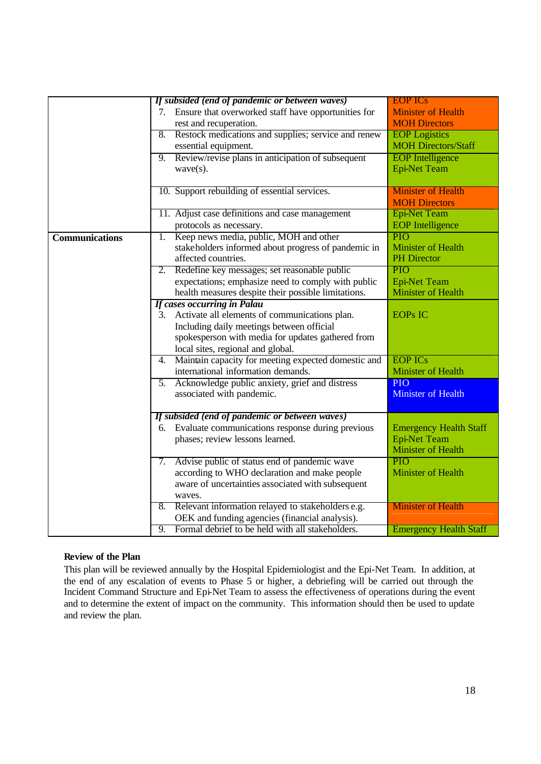| | | |
|---|---|---|
| | ***If subsided (end of pandemic or between waves)*** <br>7. Ensure that overworked staff have opportunities for rest and recuperation. | EOP ICs<br>Minister of Health<br>MOH Directors |
| | 8. Restock medications and supplies; service and renew essential equipment. | EOP Logistics<br>MOH Directors/Staff |
| | 9. Review/revise plans in anticipation of subsequent wave(s). | EOP Intelligence<br>Epi-Net Team |
| | 10. Support rebuilding of essential services. | Minister of Health<br>MOH Directors |
| | 11. Adjust case definitions and case management protocols as necessary. | Epi-Net Team<br>EOP Intelligence |
| **Communications** | 1. Keep news media, public, MOH and other stakeholders informed about progress of pandemic in affected countries. | PIO<br>Minister of Health<br>PH Director |
| | 2. Redefine key messages; set reasonable public expectations; emphasize need to comply with public health measures despite their possible limitations. | PIO<br>Epi-Net Team<br>Minister of Health |
| | ***If cases occurring in Palau*** <br>3. Activate all elements of communications plan. Including daily meetings between official spokesperson with media for updates gathered from local sites, regional and global. | EOPs IC |
| | 4. Maintain capacity for meeting expected domestic and international information demands. | EOP ICs<br>Minister of Health |
| | 5. Acknowledge public anxiety, grief and distress associated with pandemic. | PIO<br>Minister of Health |
| | ***If subsided (end of pandemic or between waves)*** <br>6. Evaluate communications response during previous phases; review lessons learned. | Emergency Health Staff<br>Epi-Net Team<br>Minister of Health |
| | 7. Advise public of status end of pandemic wave according to WHO declaration and make people aware of uncertainties associated with subsequent waves. | PIO<br>Minister of Health |
| | 8. Relevant information relayed to stakeholders e.g. OEK and funding agencies (financial analysis). | Minister of Health |
| | 9. Formal debrief to be held with all stakeholders. | Emergency Health Staff |

**Review of the Plan**

This plan will be reviewed annually by the Hospital Epidemiologist and the Epi-Net Team. In addition, at the end of any escalation of events to Phase 5 or higher, a debriefing will be carried out through the Incident Command Structure and Epi-Net Team to assess the effectiveness of operations during the event and to determine the extent of impact on the community. This information should then be used to update and review the plan.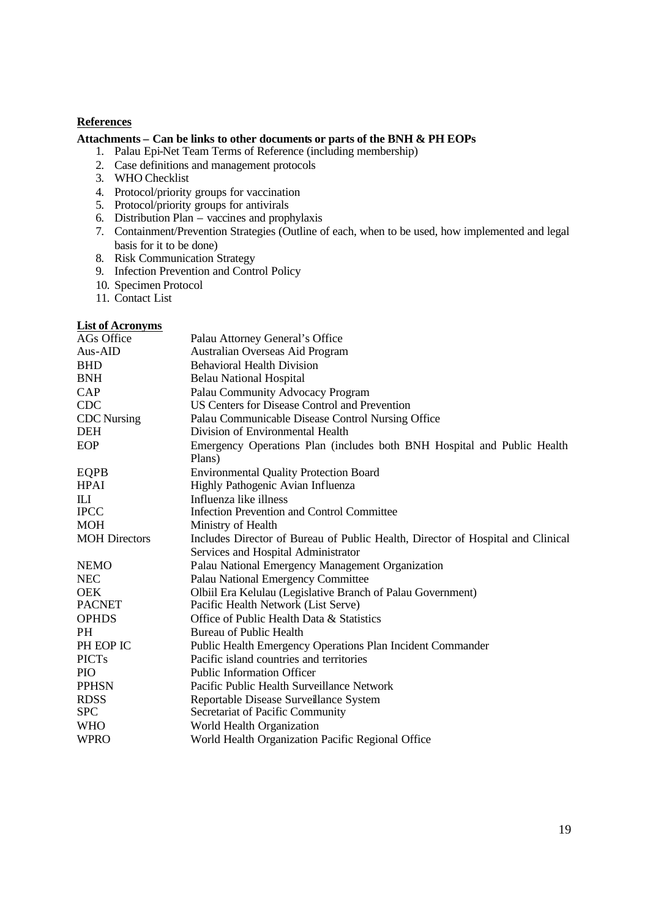**References**

**Attachments – Can be links to other documents or parts of the BNH & PH EOPs**

1. Palau Epi-Net Team Terms of Reference (including membership)
2. Case definitions and management protocols
3. WHO Checklist
4. Protocol/priority groups for vaccination
5. Protocol/priority groups for antivirals
6. Distribution Plan – vaccines and prophylaxis
7. Containment/Prevention Strategies (Outline of each, when to be used, how implemented and legal basis for it to be done)
8. Risk Communication Strategy
9. Infection Prevention and Control Policy
10. Specimen Protocol
11. Contact List

**List of Acronyms**

| | |
|---|---|
| AGs Office | Palau Attorney General's Office |
| Aus-AID | Australian Overseas Aid Program |
| BHD | Behavioral Health Division |
| BNH | Belau National Hospital |
| CAP | Palau Community Advocacy Program |
| CDC | US Centers for Disease Control and Prevention |
| CDC Nursing | Palau Communicable Disease Control Nursing Office |
| DEH | Division of Environmental Health |
| EOP | Emergency Operations Plan (includes both BNH Hospital and Public Health Plans) |
| EQPB | Environmental Quality Protection Board |
| HPAI | Highly Pathogenic Avian Influenza |
| ILI | Influenza like illness |
| IPCC | Infection Prevention and Control Committee |
| MOH | Ministry of Health |
| MOH Directors | Includes Director of Bureau of Public Health, Director of Hospital and Clinical Services and Hospital Administrator |
| NEMO | Palau National Emergency Management Organization |
| NEC | Palau National Emergency Committee |
| OEK | Olbiil Era Kelulau (Legislative Branch of Palau Government) |
| PACNET | Pacific Health Network (List Serve) |
| OPHDS | Office of Public Health Data & Statistics |
| PH | Bureau of Public Health |
| PH EOP IC | Public Health Emergency Operations Plan Incident Commander |
| PICTs | Pacific island countries and territories |
| PIO | Public Information Officer |
| PPHSN | Pacific Public Health Surveillance Network |
| RDSS | Reportable Disease Surveillance System |
| SPC | Secretariat of Pacific Community |
| WHO | World Health Organization |
| WPRO | World Health Organization Pacific Regional Office |